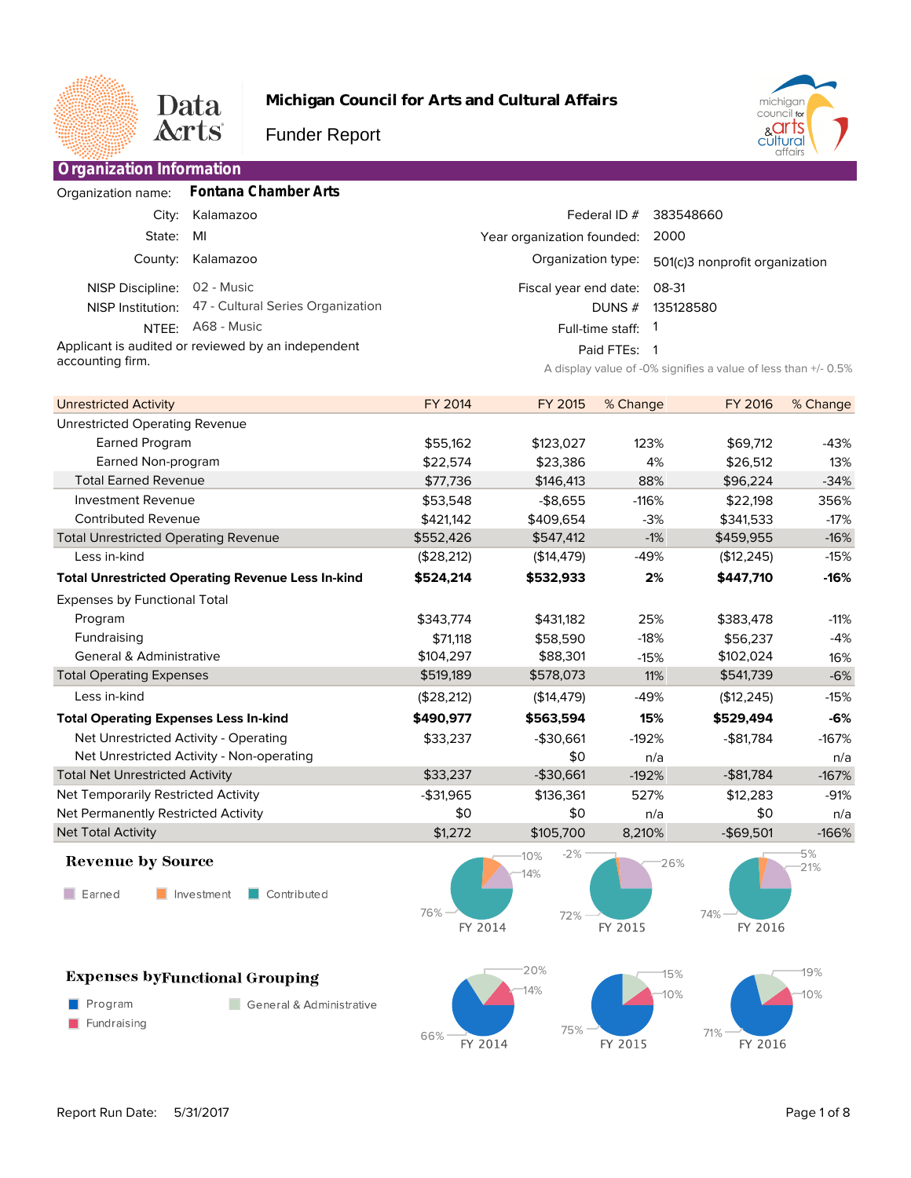# Michigan Council for Arts and Cultural Affairs

Funder Report

## Organization Information

Organization name: **Fontana Chamber Arts**

| | | | |
|---|---|---|---|
| City: | Kalamazoo | Federal ID # | 383548660 |
| State: | MI | Year organization founded: | 2000 |
| County: | Kalamazoo | Organization type: | 501(c)3 nonprofit organization |
| NISP Discipline: | 02 - Music | Fiscal year end date: | 08-31 |
| NISP Institution: | 47 - Cultural Series Organization | DUNS # | 135128580 |
| NTEE: | A68 - Music | Full-time staff: | 1 |
| | | Paid FTEs: | 1 |

Applicant is audited or reviewed by an independent accounting firm.

A display value of -0% signifies a value of less than +/- 0.5%

| Unrestricted Activity | FY 2014 | FY 2015 | % Change | FY 2016 | % Change |
|---|---|---|---|---|---|
| Unrestricted Operating Revenue | | | | | |
| Earned Program | $55,162 | $123,027 | 123% | $69,712 | -43% |
| Earned Non-program | $22,574 | $23,386 | 4% | $26,512 | 13% |
| Total Earned Revenue | $77,736 | $146,413 | 88% | $96,224 | -34% |
| Investment Revenue | $53,548 | -$8,655 | -116% | $22,198 | 356% |
| Contributed Revenue | $421,142 | $409,654 | -3% | $341,533 | -17% |
| Total Unrestricted Operating Revenue | $552,426 | $547,412 | -1% | $459,955 | -16% |
| Less in-kind | ($28,212) | ($14,479) | -49% | ($12,245) | -15% |
| **Total Unrestricted Operating Revenue Less In-kind** | **$524,214** | **$532,933** | **2%** | **$447,710** | **-16%** |
| Expenses by Functional Total | | | | | |
| Program | $343,774 | $431,182 | 25% | $383,478 | -11% |
| Fundraising | $71,118 | $58,590 | -18% | $56,237 | -4% |
| General & Administrative | $104,297 | $88,301 | -15% | $102,024 | 16% |
| Total Operating Expenses | $519,189 | $578,073 | 11% | $541,739 | -6% |
| Less in-kind | ($28,212) | ($14,479) | -49% | ($12,245) | -15% |
| **Total Operating Expenses Less In-kind** | **$490,977** | **$563,594** | **15%** | **$529,494** | **-6%** |
| Net Unrestricted Activity - Operating | $33,237 | -$30,661 | -192% | -$81,784 | -167% |
| Net Unrestricted Activity - Non-operating | | $0 | n/a | | n/a |
| Total Net Unrestricted Activity | $33,237 | -$30,661 | -192% | -$81,784 | -167% |
| Net Temporarily Restricted Activity | -$31,965 | $136,361 | 527% | $12,283 | -91% |
| Net Permanently Restricted Activity | $0 | $0 | n/a | $0 | n/a |
| Net Total Activity | $1,272 | $105,700 | 8,210% | -$69,501 | -166% |

### Revenue by Source

Earned / Investment / Contributed

| | Earned | Investment | Contributed |
|---|---|---|---|
| FY 2014 | 14% | 10% | 76% |
| FY 2015 | 26% | -2% | 72% |
| FY 2016 | 21% | 5% | 74% |

### Expenses by Functional Grouping

Program / Fundraising / General & Administrative

| | Program | Fundraising | General & Administrative |
|---|---|---|---|
| FY 2014 | 66% | 14% | 20% |
| FY 2015 | 75% | 10% | 15% |
| FY 2016 | 71% | 10% | 19% |

Report Run Date: 5/31/2017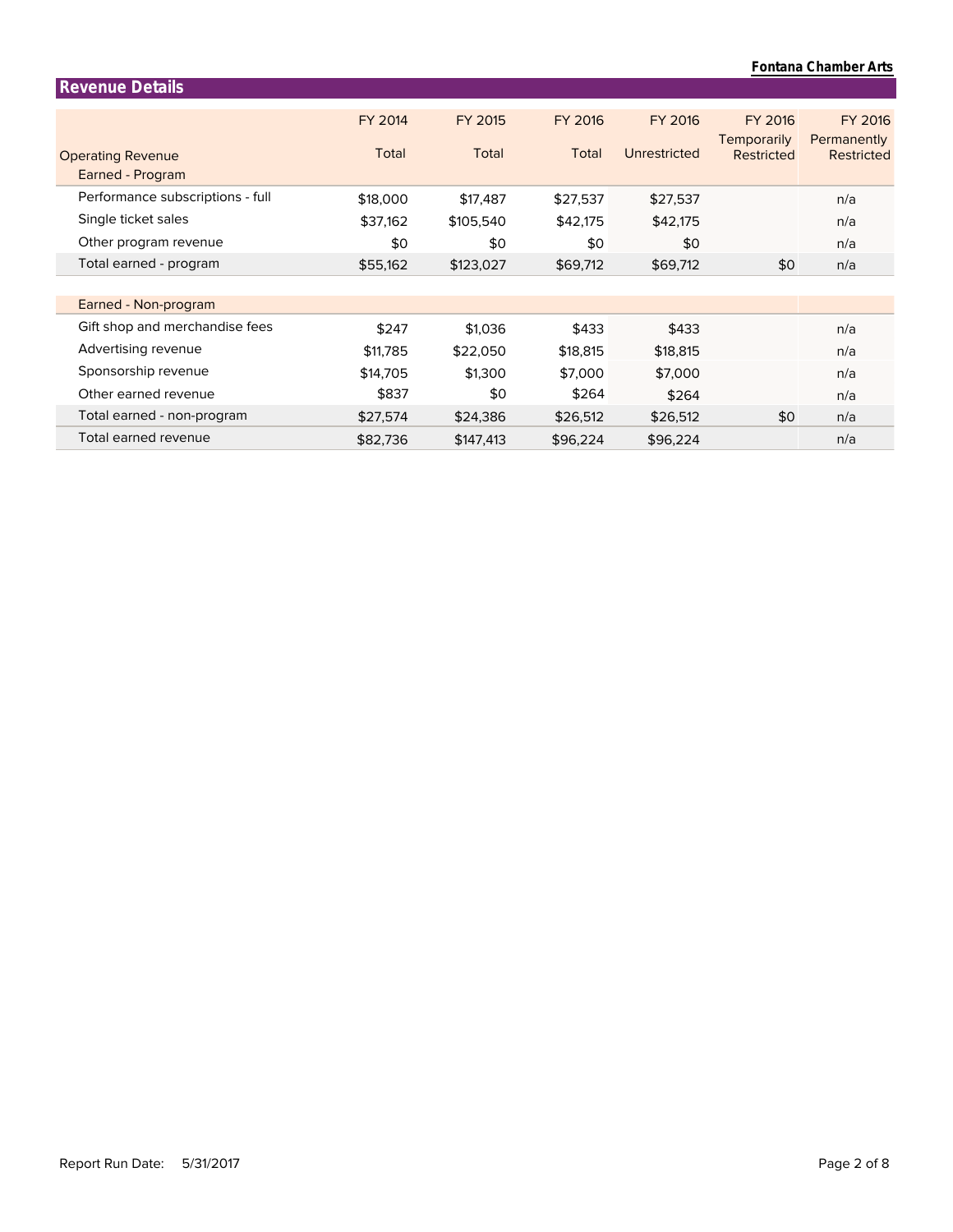## Revenue Details

| Operating Revenue | FY 2014 Total | FY 2015 Total | FY 2016 Total | FY 2016 Unrestricted | FY 2016 Temporarily Restricted | FY 2016 Permanently Restricted |
|---|---|---|---|---|---|---|
| Earned - Program | | | | | | |
| Performance subscriptions - full | $18,000 | $17,487 | $27,537 | $27,537 | | n/a |
| Single ticket sales | $37,162 | $105,540 | $42,175 | $42,175 | | n/a |
| Other program revenue | $0 | $0 | $0 | $0 | | n/a |
| Total earned - program | $55,162 | $123,027 | $69,712 | $69,712 | $0 | n/a |
| | | | | | | |
| Earned - Non-program | | | | | | |
| Gift shop and merchandise fees | $247 | $1,036 | $433 | $433 | | n/a |
| Advertising revenue | $11,785 | $22,050 | $18,815 | $18,815 | | n/a |
| Sponsorship revenue | $14,705 | $1,300 | $7,000 | $7,000 | | n/a |
| Other earned revenue | $837 | $0 | $264 | $264 | | n/a |
| Total earned - non-program | $27,574 | $24,386 | $26,512 | $26,512 | $0 | n/a |
| Total earned revenue | $82,736 | $147,413 | $96,224 | $96,224 | | n/a |

Report Run Date: 5/31/2017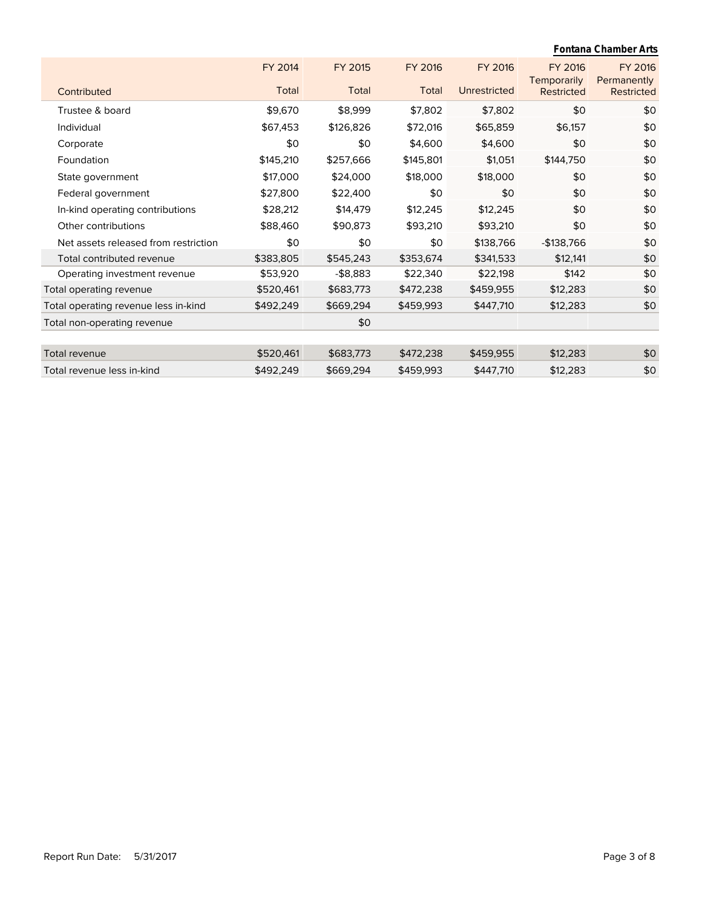**Fontana Chamber Arts**

| Contributed | FY 2014 Total | FY 2015 Total | FY 2016 Total | FY 2016 Unrestricted | FY 2016 Temporarily Restricted | FY 2016 Permanently Restricted |
|---|---|---|---|---|---|---|
| Trustee & board | $9,670 | $8,999 | $7,802 | $7,802 | $0 | $0 |
| Individual | $67,453 | $126,826 | $72,016 | $65,859 | $6,157 | $0 |
| Corporate | $0 | $0 | $4,600 | $4,600 | $0 | $0 |
| Foundation | $145,210 | $257,666 | $145,801 | $1,051 | $144,750 | $0 |
| State government | $17,000 | $24,000 | $18,000 | $18,000 | $0 | $0 |
| Federal government | $27,800 | $22,400 | $0 | $0 | $0 | $0 |
| In-kind operating contributions | $28,212 | $14,479 | $12,245 | $12,245 | $0 | $0 |
| Other contributions | $88,460 | $90,873 | $93,210 | $93,210 | $0 | $0 |
| Net assets released from restriction | $0 | $0 | $0 | $138,766 | -$138,766 | $0 |
| Total contributed revenue | $383,805 | $545,243 | $353,674 | $341,533 | $12,141 | $0 |
| Operating investment revenue | $53,920 | -$8,883 | $22,340 | $22,198 | $142 | $0 |
| Total operating revenue | $520,461 | $683,773 | $472,238 | $459,955 | $12,283 | $0 |
| Total operating revenue less in-kind | $492,249 | $669,294 | $459,993 | $447,710 | $12,283 | $0 |
| Total non-operating revenue | | $0 | | | | |
| Total revenue | $520,461 | $683,773 | $472,238 | $459,955 | $12,283 | $0 |
| Total revenue less in-kind | $492,249 | $669,294 | $459,993 | $447,710 | $12,283 | $0 |

Report Run Date: 5/31/2017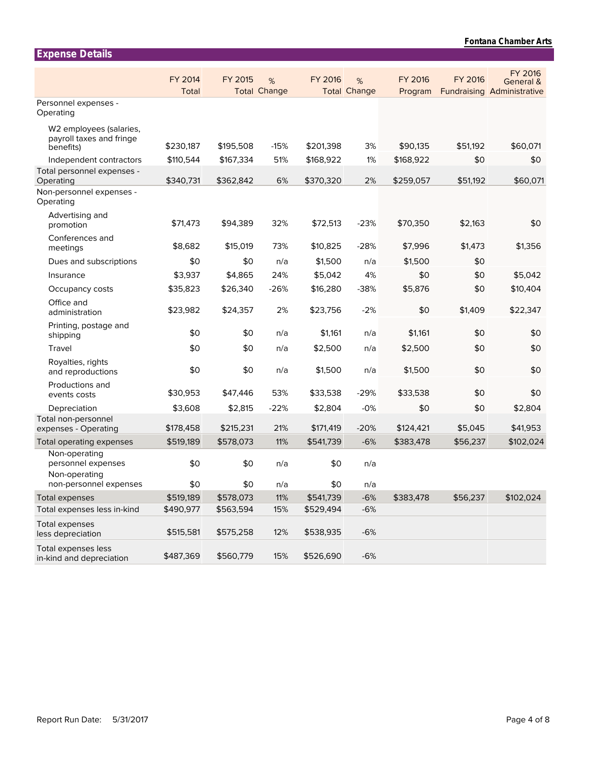## Expense Details

| | FY 2014 Total | FY 2015 Total | % Change | FY 2016 Total | % Change | FY 2016 Program | FY 2016 Fundraising | FY 2016 General & Administrative |
|---|---|---|---|---|---|---|---|---|
| Personnel expenses - Operating | | | | | | | | |
| W2 employees (salaries, payroll taxes and fringe benefits) | $230,187 | $195,508 | -15% | $201,398 | 3% | $90,135 | $51,192 | $60,071 |
| Independent contractors | $110,544 | $167,334 | 51% | $168,922 | 1% | $168,922 | $0 | $0 |
| Total personnel expenses - Operating | $340,731 | $362,842 | 6% | $370,320 | 2% | $259,057 | $51,192 | $60,071 |
| Non-personnel expenses - Operating | | | | | | | | |
| Advertising and promotion | $71,473 | $94,389 | 32% | $72,513 | -23% | $70,350 | $2,163 | $0 |
| Conferences and meetings | $8,682 | $15,019 | 73% | $10,825 | -28% | $7,996 | $1,473 | $1,356 |
| Dues and subscriptions | $0 | $0 | n/a | $1,500 | n/a | $1,500 | $0 | |
| Insurance | $3,937 | $4,865 | 24% | $5,042 | 4% | $0 | $0 | $5,042 |
| Occupancy costs | $35,823 | $26,340 | -26% | $16,280 | -38% | $5,876 | $0 | $10,404 |
| Office and administration | $23,982 | $24,357 | 2% | $23,756 | -2% | $0 | $1,409 | $22,347 |
| Printing, postage and shipping | $0 | $0 | n/a | $1,161 | n/a | $1,161 | $0 | $0 |
| Travel | $0 | $0 | n/a | $2,500 | n/a | $2,500 | $0 | $0 |
| Royalties, rights and reproductions | $0 | $0 | n/a | $1,500 | n/a | $1,500 | $0 | $0 |
| Productions and events costs | $30,953 | $47,446 | 53% | $33,538 | -29% | $33,538 | $0 | $0 |
| Depreciation | $3,608 | $2,815 | -22% | $2,804 | -0% | $0 | $0 | $2,804 |
| Total non-personnel expenses - Operating | $178,458 | $215,231 | 21% | $171,419 | -20% | $124,421 | $5,045 | $41,953 |
| Total operating expenses | $519,189 | $578,073 | 11% | $541,739 | -6% | $383,478 | $56,237 | $102,024 |
| Non-operating personnel expenses | $0 | $0 | n/a | $0 | n/a | | | |
| Non-operating non-personnel expenses | $0 | $0 | n/a | $0 | n/a | | | |
| Total expenses | $519,189 | $578,073 | 11% | $541,739 | -6% | $383,478 | $56,237 | $102,024 |
| Total expenses less in-kind | $490,977 | $563,594 | 15% | $529,494 | -6% | | | |
| Total expenses less depreciation | $515,581 | $575,258 | 12% | $538,935 | -6% | | | |
| Total expenses less in-kind and depreciation | $487,369 | $560,779 | 15% | $526,690 | -6% | | | |

Report Run Date: 5/31/2017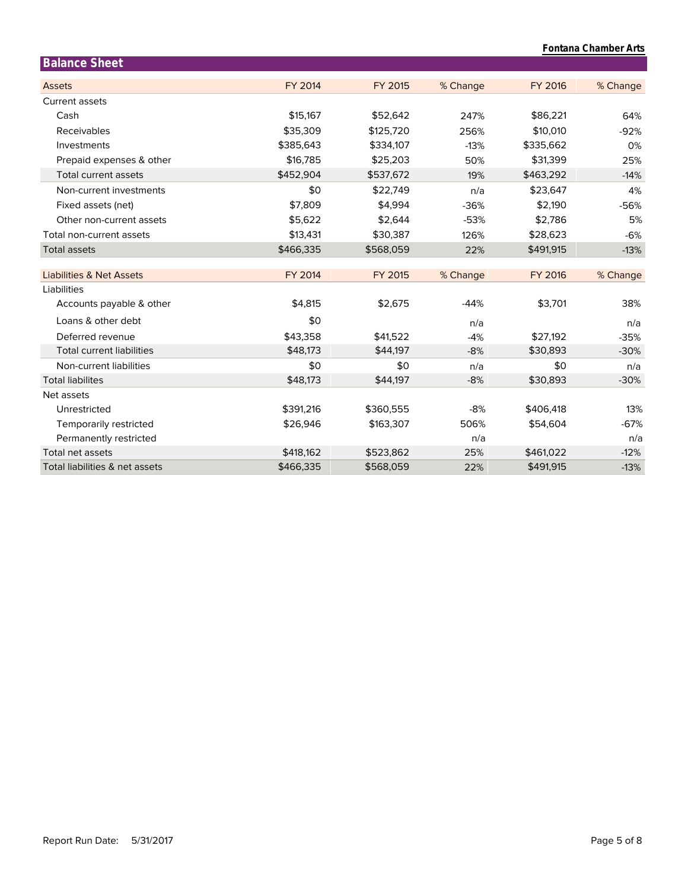Fontana Chamber Arts

## Balance Sheet

| Assets | FY 2014 | FY 2015 | % Change | FY 2016 | % Change |
|---|---|---|---|---|---|
| Current assets | | | | | |
| Cash | $15,167 | $52,642 | 247% | $86,221 | 64% |
| Receivables | $35,309 | $125,720 | 256% | $10,010 | -92% |
| Investments | $385,643 | $334,107 | -13% | $335,662 | 0% |
| Prepaid expenses & other | $16,785 | $25,203 | 50% | $31,399 | 25% |
| Total current assets | $452,904 | $537,672 | 19% | $463,292 | -14% |
| Non-current investments | $0 | $22,749 | n/a | $23,647 | 4% |
| Fixed assets (net) | $7,809 | $4,994 | -36% | $2,190 | -56% |
| Other non-current assets | $5,622 | $2,644 | -53% | $2,786 | 5% |
| Total non-current assets | $13,431 | $30,387 | 126% | $28,623 | -6% |
| Total assets | $466,335 | $568,059 | 22% | $491,915 | -13% |

| Liabilities & Net Assets | FY 2014 | FY 2015 | % Change | FY 2016 | % Change |
|---|---|---|---|---|---|
| Liabilities | | | | | |
| Accounts payable & other | $4,815 | $2,675 | -44% | $3,701 | 38% |
| Loans & other debt | $0 | | n/a | | n/a |
| Deferred revenue | $43,358 | $41,522 | -4% | $27,192 | -35% |
| Total current liabilities | $48,173 | $44,197 | -8% | $30,893 | -30% |
| Non-current liabilities | $0 | $0 | n/a | $0 | n/a |
| Total liabilites | $48,173 | $44,197 | -8% | $30,893 | -30% |
| Net assets | | | | | |
| Unrestricted | $391,216 | $360,555 | -8% | $406,418 | 13% |
| Temporarily restricted | $26,946 | $163,307 | 506% | $54,604 | -67% |
| Permanently restricted | | | n/a | | n/a |
| Total net assets | $418,162 | $523,862 | 25% | $461,022 | -12% |
| Total liabilities & net assets | $466,335 | $568,059 | 22% | $491,915 | -13% |

Report Run Date: 5/31/2017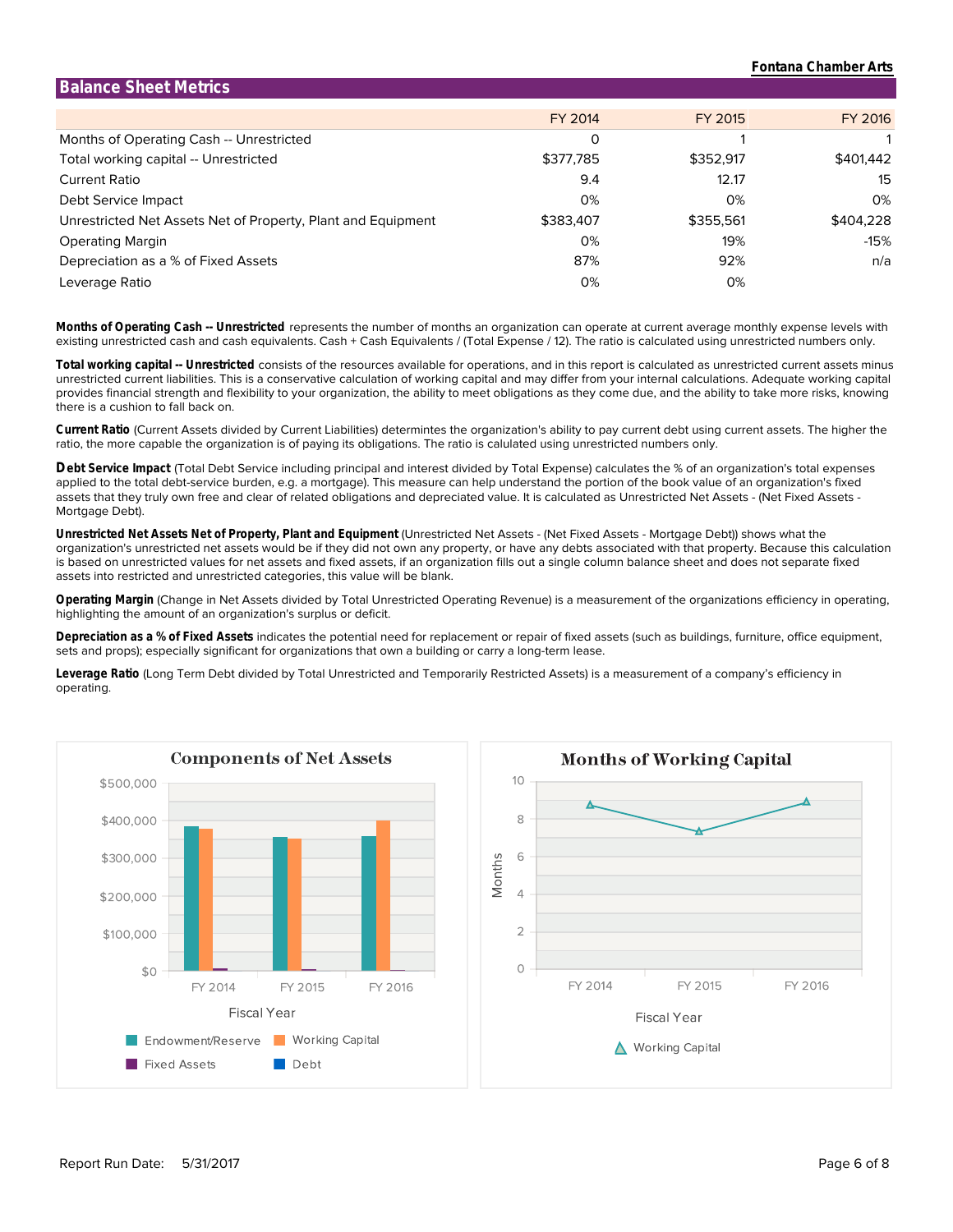**Fontana Chamber Arts**

## Balance Sheet Metrics

| | FY 2014 | FY 2015 | FY 2016 |
|---|---|---|---|
| Months of Operating Cash -- Unrestricted | 0 | 1 | 1 |
| Total working capital -- Unrestricted | $377,785 | $352,917 | $401,442 |
| Current Ratio | 9.4 | 12.17 | 15 |
| Debt Service Impact | 0% | 0% | 0% |
| Unrestricted Net Assets Net of Property, Plant and Equipment | $383,407 | $355,561 | $404,228 |
| Operating Margin | 0% | 19% | -15% |
| Depreciation as a % of Fixed Assets | 87% | 92% | n/a |
| Leverage Ratio | 0% | 0% | |

**Months of Operating Cash -- Unrestricted** represents the number of months an organization can operate at current average monthly expense levels with existing unrestricted cash and cash equivalents. Cash + Cash Equivalents / (Total Expense / 12). The ratio is calculated using unrestricted numbers only.

**Total working capital -- Unrestricted** consists of the resources available for operations, and in this report is calculated as unrestricted current assets minus unrestricted current liabilities. This is a conservative calculation of working capital and may differ from your internal calculations. Adequate working capital provides financial strength and flexibility to your organization, the ability to meet obligations as they come due, and the ability to take more risks, knowing there is a cushion to fall back on.

**Current Ratio** (Current Assets divided by Current Liabilities) determintes the organization's ability to pay current debt using current assets. The higher the ratio, the more capable the organization is of paying its obligations. The ratio is calulated using unrestricted numbers only.

**Debt Service Impact** (Total Debt Service including principal and interest divided by Total Expense) calculates the % of an organization's total expenses applied to the total debt-service burden, e.g. a mortgage). This measure can help understand the portion of the book value of an organization's fixed assets that they truly own free and clear of related obligations and depreciated value. It is calculated as Unrestricted Net Assets - (Net Fixed Assets - Mortgage Debt).

**Unrestricted Net Assets Net of Property, Plant and Equipment** (Unrestricted Net Assets - (Net Fixed Assets - Mortgage Debt)) shows what the organization's unrestricted net assets would be if they did not own any property, or have any debts associated with that property. Because this calculation is based on unrestricted values for net assets and fixed assets, if an organization fills out a single column balance sheet and does not separate fixed assets into restricted and unrestricted categories, this value will be blank.

**Operating Margin** (Change in Net Assets divided by Total Unrestricted Operating Revenue) is a measurement of the organizations efficiency in operating, highlighting the amount of an organization's surplus or deficit.

**Depreciation as a % of Fixed Assets** indicates the potential need for replacement or repair of fixed assets (such as buildings, furniture, office equipment, sets and props); especially significant for organizations that own a building or carry a long-term lease.

**Leverage Ratio** (Long Term Debt divided by Total Unrestricted and Temporarily Restricted Assets) is a measurement of a company's efficiency in operating.

**Components of Net Assets**

Fiscal Year: FY 2014, FY 2015, FY 2016

Legend: Endowment/Reserve, Working Capital, Fixed Assets, Debt

**Months of Working Capital**

Months by Fiscal Year: FY 2014, FY 2015, FY 2016

Legend: Working Capital

Report Run Date: 5/31/2017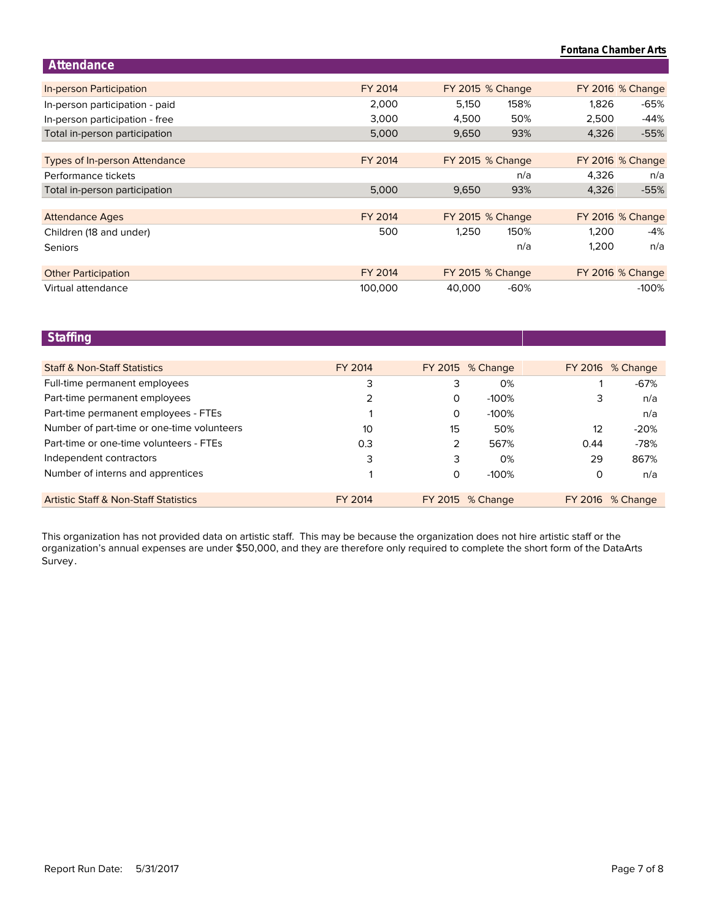## Attendance

| In-person Participation | FY 2014 | FY 2015 | % Change | FY 2016 | % Change |
|---|---|---|---|---|---|
| In-person participation - paid | 2,000 | 5,150 | 158% | 1,826 | -65% |
| In-person participation - free | 3,000 | 4,500 | 50% | 2,500 | -44% |
| Total in-person participation | 5,000 | 9,650 | 93% | 4,326 | -55% |

| Types of In-person Attendance | FY 2014 | FY 2015 | % Change | FY 2016 | % Change |
|---|---|---|---|---|---|
| Performance tickets | | | n/a | 4,326 | n/a |
| Total in-person participation | 5,000 | 9,650 | 93% | 4,326 | -55% |

| Attendance Ages | FY 2014 | FY 2015 | % Change | FY 2016 | % Change |
|---|---|---|---|---|---|
| Children (18 and under) | 500 | 1,250 | 150% | 1,200 | -4% |
| Seniors | | | n/a | 1,200 | n/a |

| Other Participation | FY 2014 | FY 2015 | % Change | FY 2016 | % Change |
|---|---|---|---|---|---|
| Virtual attendance | 100,000 | 40,000 | -60% | | -100% |

## Staffing

| Staff & Non-Staff Statistics | FY 2014 | FY 2015 | % Change | FY 2016 | % Change |
|---|---|---|---|---|---|
| Full-time permanent employees | 3 | 3 | 0% | 1 | -67% |
| Part-time permanent employees | 2 | 0 | -100% | 3 | n/a |
| Part-time permanent employees - FTEs | 1 | 0 | -100% | | n/a |
| Number of part-time or one-time volunteers | 10 | 15 | 50% | 12 | -20% |
| Part-time or one-time volunteers - FTEs | 0.3 | 2 | 567% | 0.44 | -78% |
| Independent contractors | 3 | 3 | 0% | 29 | 867% |
| Number of interns and apprentices | 1 | 0 | -100% | 0 | n/a |

| Artistic Staff & Non-Staff Statistics | FY 2014 | FY 2015 | % Change | FY 2016 | % Change |
|---|---|---|---|---|---|

This organization has not provided data on artistic staff. This may be because the organization does not hire artistic staff or the organization's annual expenses are under $50,000, and they are therefore only required to complete the short form of the DataArts Survey.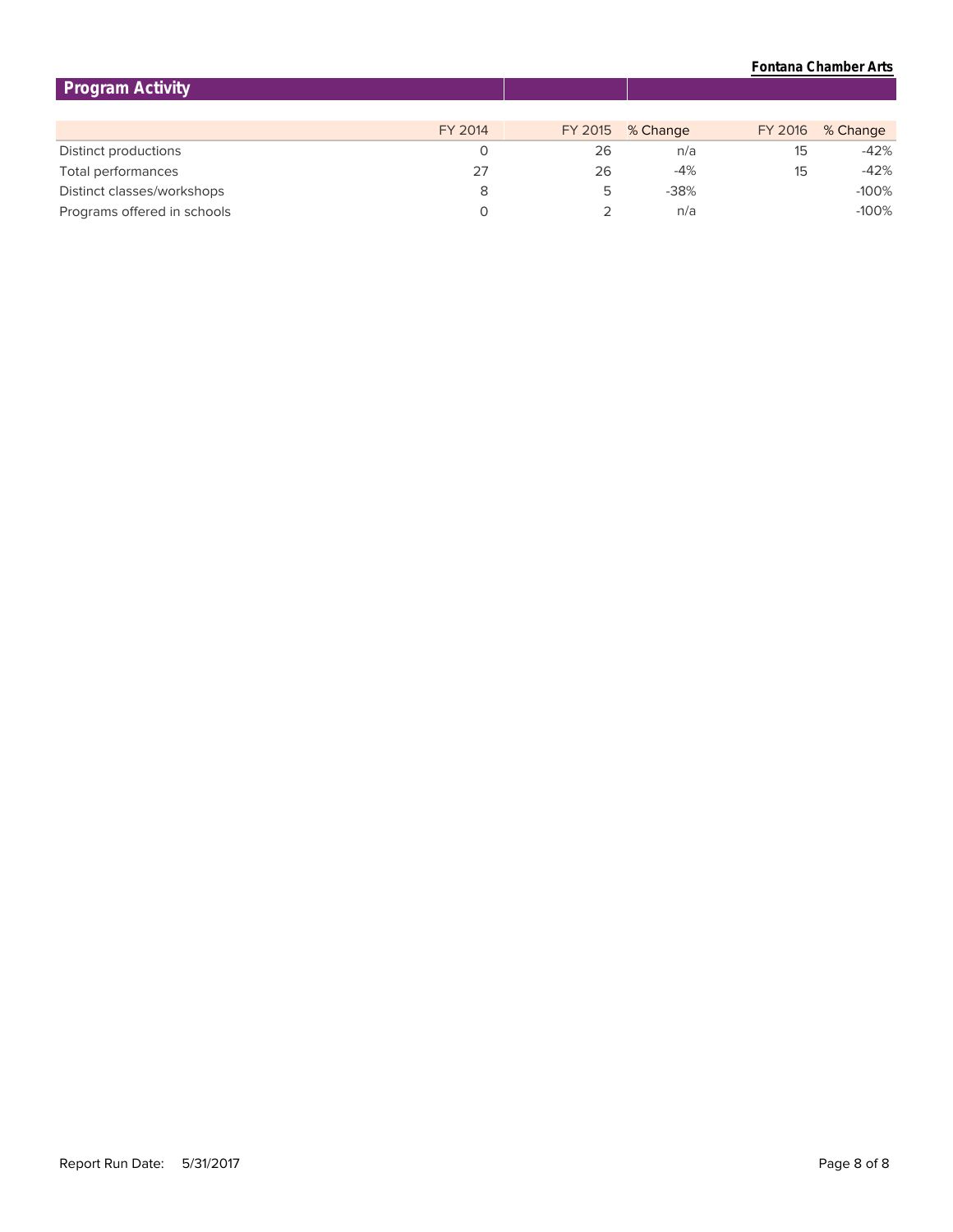## Program Activity

| | FY 2014 | FY 2015 | % Change | FY 2016 | % Change |
|---|---|---|---|---|---|
| Distinct productions | 0 | 26 | n/a | 15 | -42% |
| Total performances | 27 | 26 | -4% | 15 | -42% |
| Distinct classes/workshops | 8 | 5 | -38% | | -100% |
| Programs offered in schools | 0 | 2 | n/a | | -100% |

Report Run Date: 5/31/2017